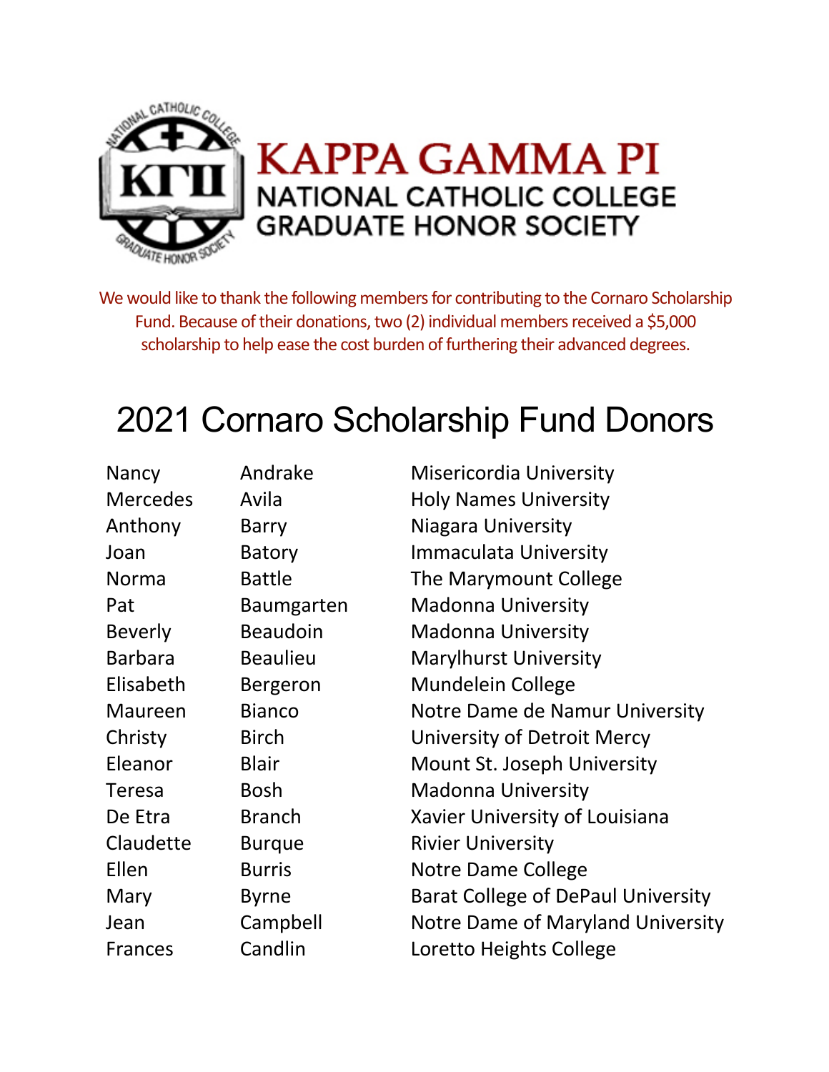# KAPPA GAMMA PI

## NATIONAL CATHOLIC COLLEGE GRADUATE HONOR SOCIETY

We would like to thank the following members for contributing to the Cornaro Scholarship Fund. Because of their donations, two (2) individual members received a $5,000 scholarship to help ease the cost burden of furthering their advanced degrees.

## 2021 Cornaro Scholarship Fund Donors

| | | |
|---|---|---|
| Nancy | Andrake | Misericordia University |
| Mercedes | Avila | Holy Names University |
| Anthony | Barry | Niagara University |
| Joan | Batory | Immaculata University |
| Norma | Battle | The Marymount College |
| Pat | Baumgarten | Madonna University |
| Beverly | Beaudoin | Madonna University |
| Barbara | Beaulieu | Marylhurst University |
| Elisabeth | Bergeron | Mundelein College |
| Maureen | Bianco | Notre Dame de Namur University |
| Christy | Birch | University of Detroit Mercy |
| Eleanor | Blair | Mount St. Joseph University |
| Teresa | Bosh | Madonna University |
| De Etra | Branch | Xavier University of Louisiana |
| Claudette | Burque | Rivier University |
| Ellen | Burris | Notre Dame College |
| Mary | Byrne | Barat College of DePaul University |
| Jean | Campbell | Notre Dame of Maryland University |
| Frances | Candlin | Loretto Heights College |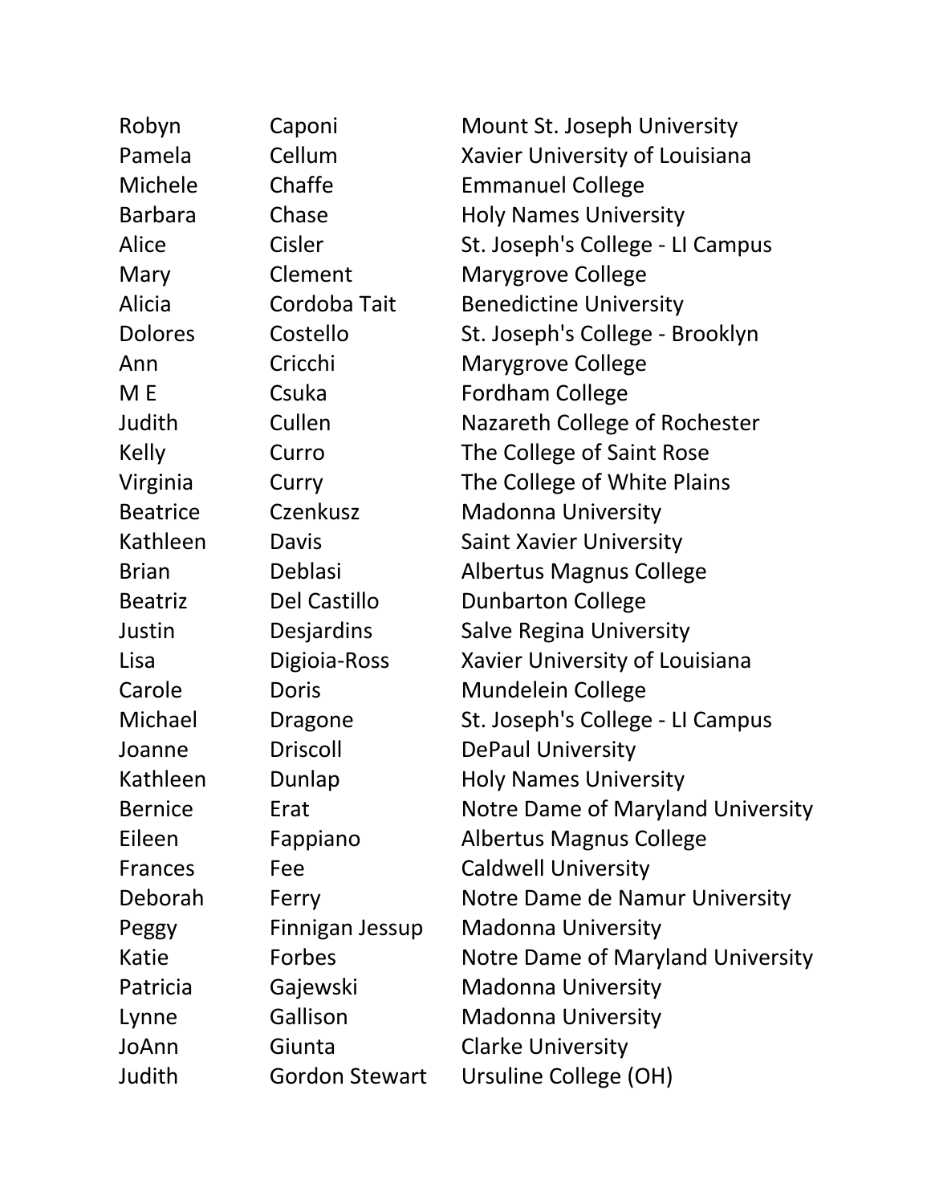| | | |
|---|---|---|
| Robyn | Caponi | Mount St. Joseph University |
| Pamela | Cellum | Xavier University of Louisiana |
| Michele | Chaffe | Emmanuel College |
| Barbara | Chase | Holy Names University |
| Alice | Cisler | St. Joseph's College - LI Campus |
| Mary | Clement | Marygrove College |
| Alicia | Cordoba Tait | Benedictine University |
| Dolores | Costello | St. Joseph's College - Brooklyn |
| Ann | Cricchi | Marygrove College |
| M E | Csuka | Fordham College |
| Judith | Cullen | Nazareth College of Rochester |
| Kelly | Curro | The College of Saint Rose |
| Virginia | Curry | The College of White Plains |
| Beatrice | Czenkusz | Madonna University |
| Kathleen | Davis | Saint Xavier University |
| Brian | Deblasi | Albertus Magnus College |
| Beatriz | Del Castillo | Dunbarton College |
| Justin | Desjardins | Salve Regina University |
| Lisa | Digioia-Ross | Xavier University of Louisiana |
| Carole | Doris | Mundelein College |
| Michael | Dragone | St. Joseph's College - LI Campus |
| Joanne | Driscoll | DePaul University |
| Kathleen | Dunlap | Holy Names University |
| Bernice | Erat | Notre Dame of Maryland University |
| Eileen | Fappiano | Albertus Magnus College |
| Frances | Fee | Caldwell University |
| Deborah | Ferry | Notre Dame de Namur University |
| Peggy | Finnigan Jessup | Madonna University |
| Katie | Forbes | Notre Dame of Maryland University |
| Patricia | Gajewski | Madonna University |
| Lynne | Gallison | Madonna University |
| JoAnn | Giunta | Clarke University |
| Judith | Gordon Stewart | Ursuline College (OH) |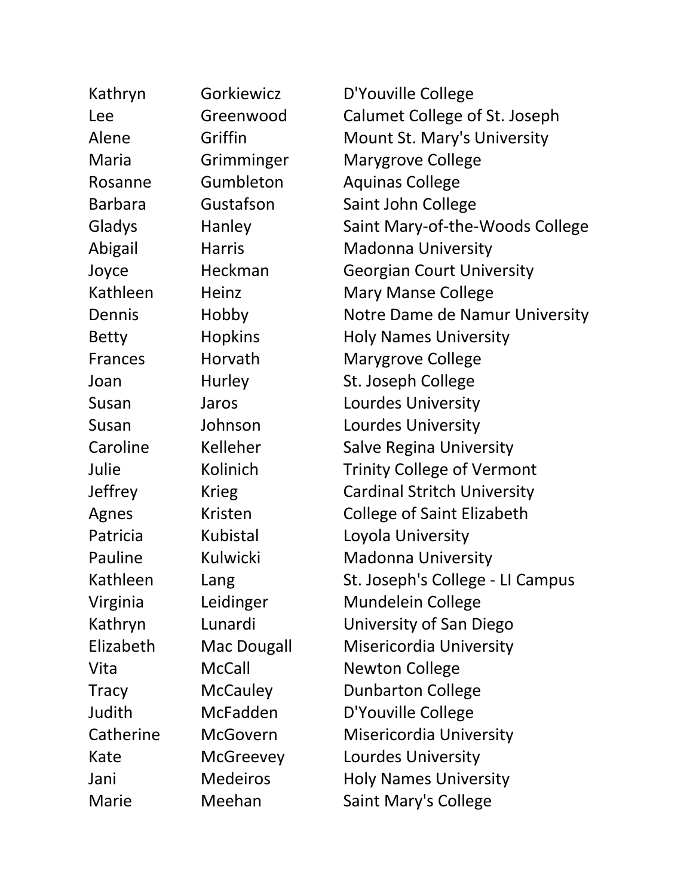| | | |
|---|---|---|
| Kathryn | Gorkiewicz | D'Youville College |
| Lee | Greenwood | Calumet College of St. Joseph |
| Alene | Griffin | Mount St. Mary's University |
| Maria | Grimminger | Marygrove College |
| Rosanne | Gumbleton | Aquinas College |
| Barbara | Gustafson | Saint John College |
| Gladys | Hanley | Saint Mary-of-the-Woods College |
| Abigail | Harris | Madonna University |
| Joyce | Heckman | Georgian Court University |
| Kathleen | Heinz | Mary Manse College |
| Dennis | Hobby | Notre Dame de Namur University |
| Betty | Hopkins | Holy Names University |
| Frances | Horvath | Marygrove College |
| Joan | Hurley | St. Joseph College |
| Susan | Jaros | Lourdes University |
| Susan | Johnson | Lourdes University |
| Caroline | Kelleher | Salve Regina University |
| Julie | Kolinich | Trinity College of Vermont |
| Jeffrey | Krieg | Cardinal Stritch University |
| Agnes | Kristen | College of Saint Elizabeth |
| Patricia | Kubistal | Loyola University |
| Pauline | Kulwicki | Madonna University |
| Kathleen | Lang | St. Joseph's College - LI Campus |
| Virginia | Leidinger | Mundelein College |
| Kathryn | Lunardi | University of San Diego |
| Elizabeth | Mac Dougall | Misericordia University |
| Vita | McCall | Newton College |
| Tracy | McCauley | Dunbarton College |
| Judith | McFadden | D'Youville College |
| Catherine | McGovern | Misericordia University |
| Kate | McGreevey | Lourdes University |
| Jani | Medeiros | Holy Names University |
| Marie | Meehan | Saint Mary's College |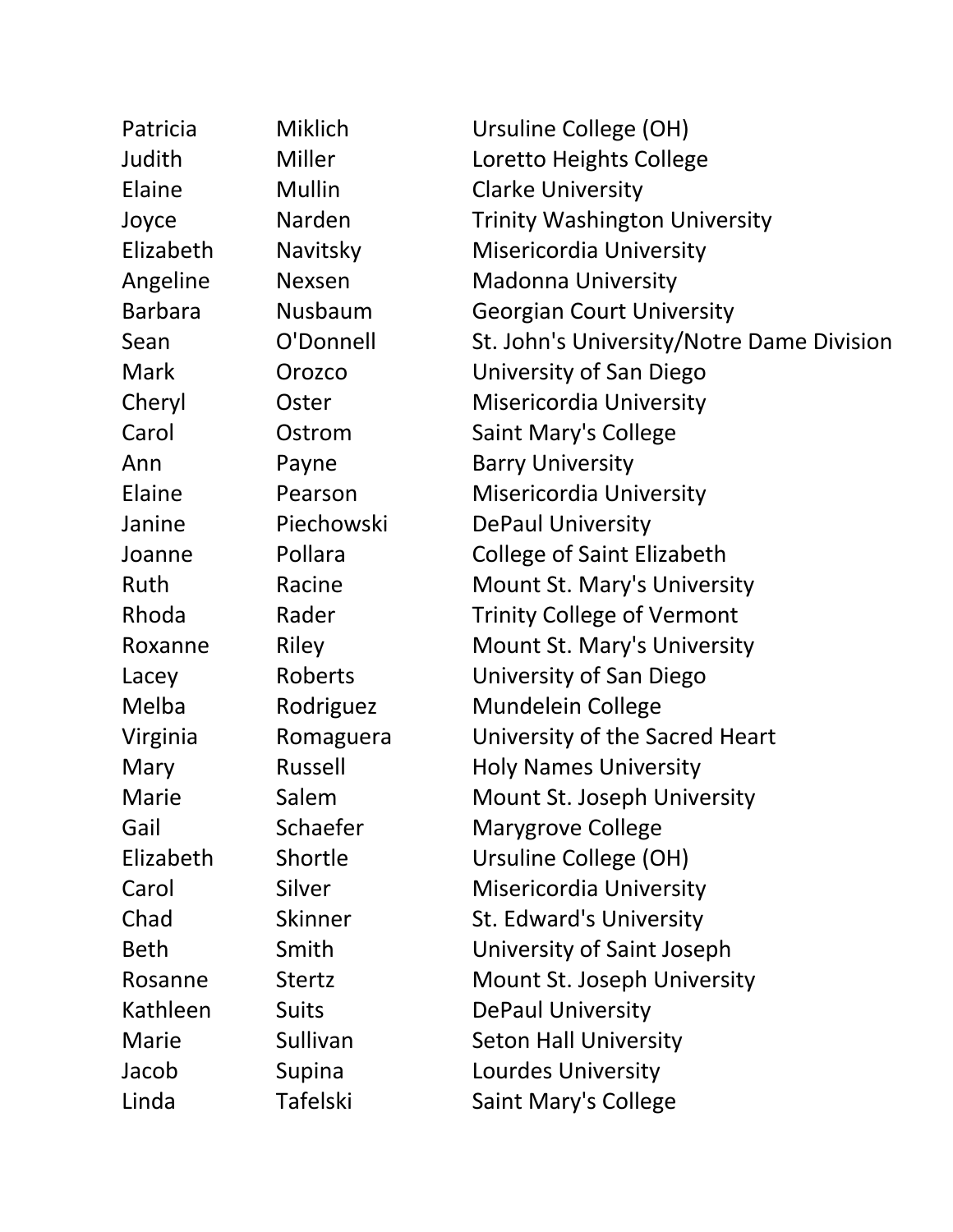| | | |
|---|---|---|
| Patricia | Miklich | Ursuline College (OH) |
| Judith | Miller | Loretto Heights College |
| Elaine | Mullin | Clarke University |
| Joyce | Narden | Trinity Washington University |
| Elizabeth | Navitsky | Misericordia University |
| Angeline | Nexsen | Madonna University |
| Barbara | Nusbaum | Georgian Court University |
| Sean | O'Donnell | St. John's University/Notre Dame Division |
| Mark | Orozco | University of San Diego |
| Cheryl | Oster | Misericordia University |
| Carol | Ostrom | Saint Mary's College |
| Ann | Payne | Barry University |
| Elaine | Pearson | Misericordia University |
| Janine | Piechowski | DePaul University |
| Joanne | Pollara | College of Saint Elizabeth |
| Ruth | Racine | Mount St. Mary's University |
| Rhoda | Rader | Trinity College of Vermont |
| Roxanne | Riley | Mount St. Mary's University |
| Lacey | Roberts | University of San Diego |
| Melba | Rodriguez | Mundelein College |
| Virginia | Romaguera | University of the Sacred Heart |
| Mary | Russell | Holy Names University |
| Marie | Salem | Mount St. Joseph University |
| Gail | Schaefer | Marygrove College |
| Elizabeth | Shortle | Ursuline College (OH) |
| Carol | Silver | Misericordia University |
| Chad | Skinner | St. Edward's University |
| Beth | Smith | University of Saint Joseph |
| Rosanne | Stertz | Mount St. Joseph University |
| Kathleen | Suits | DePaul University |
| Marie | Sullivan | Seton Hall University |
| Jacob | Supina | Lourdes University |
| Linda | Tafelski | Saint Mary's College |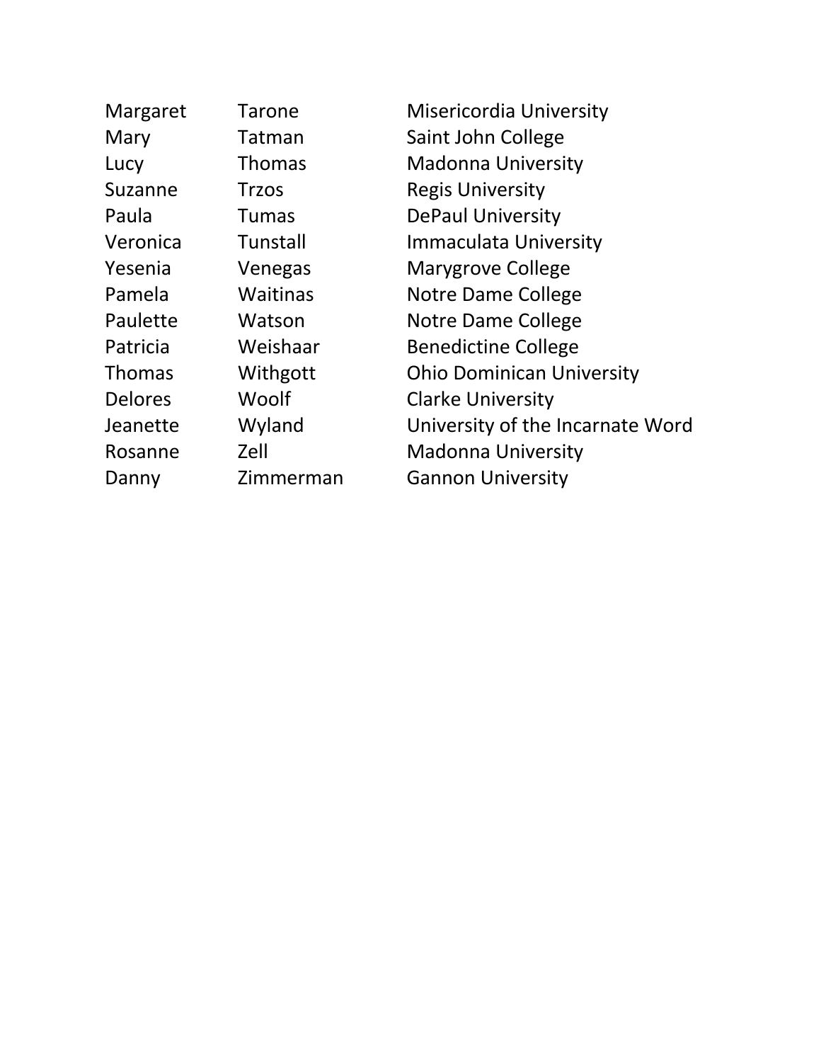| | | |
|---|---|---|
| Margaret | Tarone | Misericordia University |
| Mary | Tatman | Saint John College |
| Lucy | Thomas | Madonna University |
| Suzanne | Trzos | Regis University |
| Paula | Tumas | DePaul University |
| Veronica | Tunstall | Immaculata University |
| Yesenia | Venegas | Marygrove College |
| Pamela | Waitinas | Notre Dame College |
| Paulette | Watson | Notre Dame College |
| Patricia | Weishaar | Benedictine College |
| Thomas | Withgott | Ohio Dominican University |
| Delores | Woolf | Clarke University |
| Jeanette | Wyland | University of the Incarnate Word |
| Rosanne | Zell | Madonna University |
| Danny | Zimmerman | Gannon University |